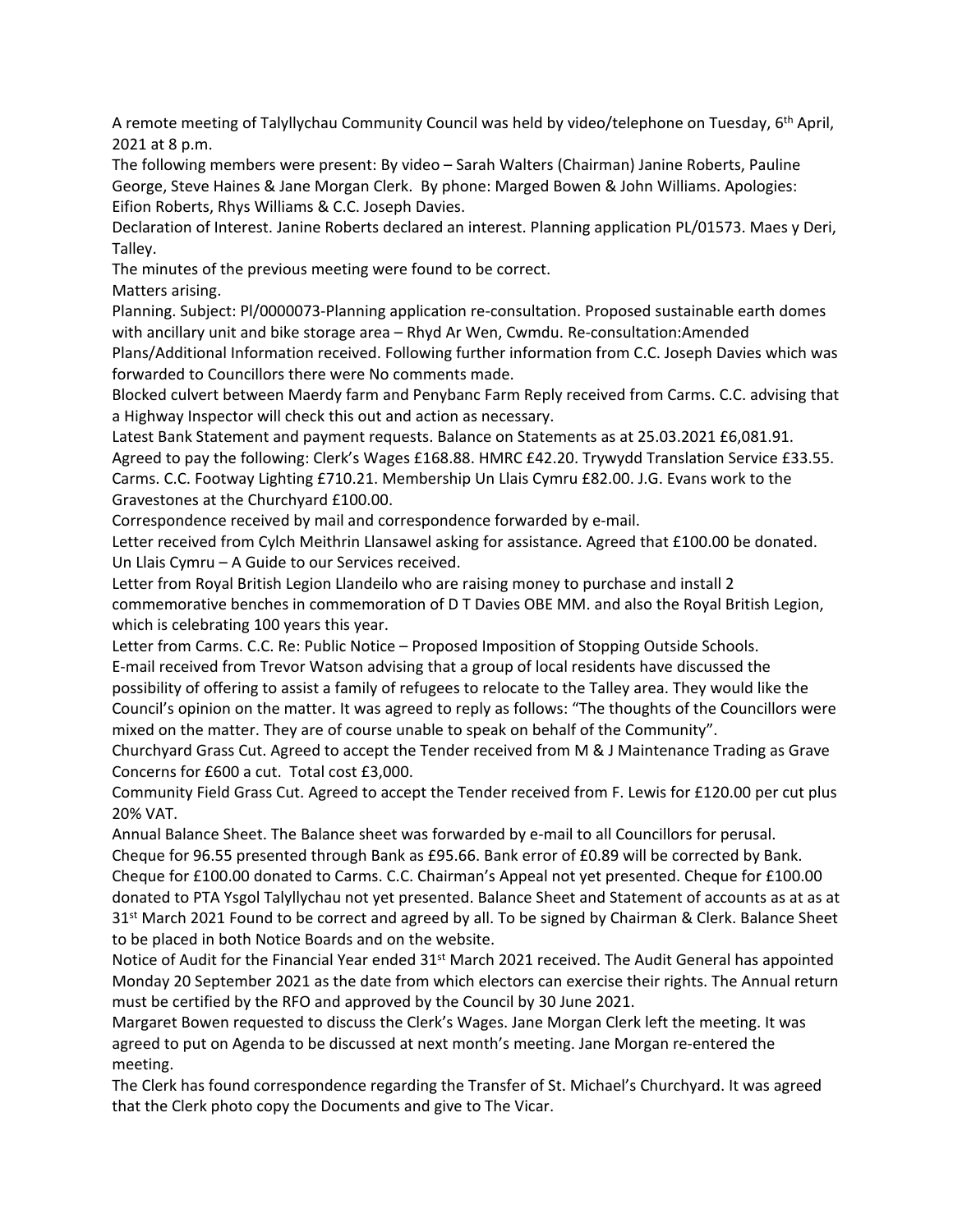A remote meeting of Talyllychau Community Council was held by video/telephone on Tuesday, 6th April, 2021 at 8 p.m.

The following members were present: By video – Sarah Walters (Chairman) Janine Roberts, Pauline George, Steve Haines & Jane Morgan Clerk. By phone: Marged Bowen & John Williams. Apologies: Eifion Roberts, Rhys Williams & C.C. Joseph Davies.

Declaration of Interest. Janine Roberts declared an interest. Planning application PL/01573. Maes y Deri, Talley.

The minutes of the previous meeting were found to be correct.

Matters arising.

Planning. Subject: Pl/0000073-Planning application re-consultation. Proposed sustainable earth domes with ancillary unit and bike storage area – Rhyd Ar Wen, Cwmdu. Re-consultation:Amended Plans/Additional Information received. Following further information from C.C. Joseph Davies which was forwarded to Councillors there were No comments made.

Blocked culvert between Maerdy farm and Penybanc Farm Reply received from Carms. C.C. advising that a Highway Inspector will check this out and action as necessary.

Latest Bank Statement and payment requests. Balance on Statements as at 25.03.2021 £6,081.91. Agreed to pay the following: Clerk's Wages £168.88. HMRC £42.20. Trywydd Translation Service £33.55. Carms. C.C. Footway Lighting £710.21. Membership Un Llais Cymru £82.00. J.G. Evans work to the Gravestones at the Churchyard £100.00.

Correspondence received by mail and correspondence forwarded by e-mail.

Letter received from Cylch Meithrin Llansawel asking for assistance. Agreed that £100.00 be donated. Un Llais Cymru – A Guide to our Services received.

Letter from Royal British Legion Llandeilo who are raising money to purchase and install 2 commemorative benches in commemoration of D T Davies OBE MM. and also the Royal British Legion, which is celebrating 100 years this year.

Letter from Carms. C.C. Re: Public Notice – Proposed Imposition of Stopping Outside Schools.

E-mail received from Trevor Watson advising that a group of local residents have discussed the possibility of offering to assist a family of refugees to relocate to the Talley area. They would like the Council's opinion on the matter. It was agreed to reply as follows: "The thoughts of the Councillors were mixed on the matter. They are of course unable to speak on behalf of the Community".

Churchyard Grass Cut. Agreed to accept the Tender received from M & J Maintenance Trading as Grave Concerns for £600 a cut. Total cost £3,000.

Community Field Grass Cut. Agreed to accept the Tender received from F. Lewis for £120.00 per cut plus 20% VAT.

Annual Balance Sheet. The Balance sheet was forwarded by e-mail to all Councillors for perusal. Cheque for 96.55 presented through Bank as £95.66. Bank error of £0.89 will be corrected by Bank. Cheque for £100.00 donated to Carms. C.C. Chairman's Appeal not yet presented. Cheque for £100.00 donated to PTA Ysgol Talyllychau not yet presented. Balance Sheet and Statement of accounts as at as at 31st March 2021 Found to be correct and agreed by all. To be signed by Chairman & Clerk. Balance Sheet to be placed in both Notice Boards and on the website.

Notice of Audit for the Financial Year ended 31st March 2021 received. The Audit General has appointed Monday 20 September 2021 as the date from which electors can exercise their rights. The Annual return must be certified by the RFO and approved by the Council by 30 June 2021.

Margaret Bowen requested to discuss the Clerk's Wages. Jane Morgan Clerk left the meeting. It was agreed to put on Agenda to be discussed at next month's meeting. Jane Morgan re-entered the meeting.

The Clerk has found correspondence regarding the Transfer of St. Michael's Churchyard. It was agreed that the Clerk photo copy the Documents and give to The Vicar.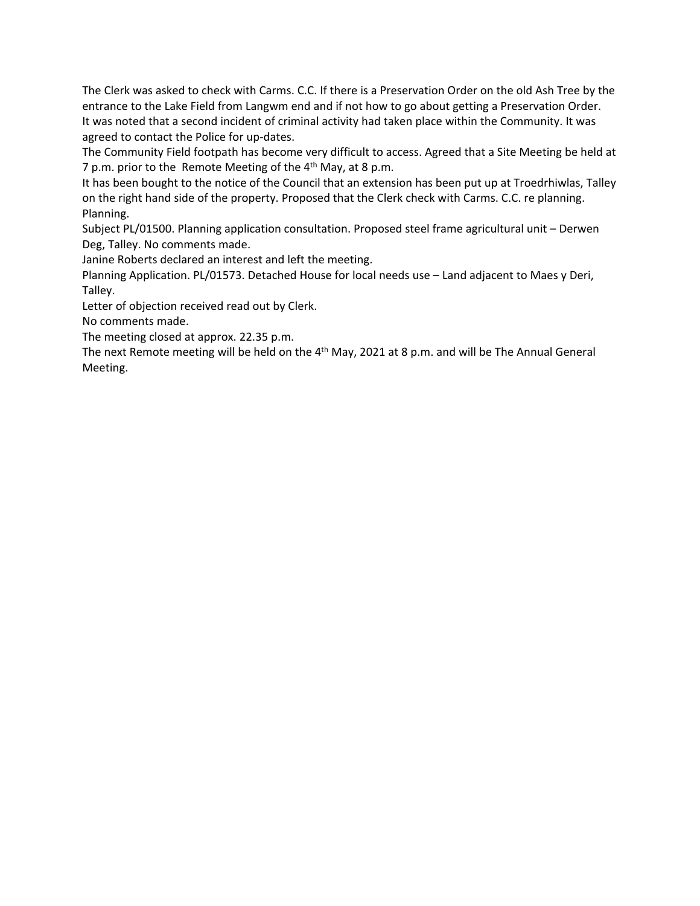The Clerk was asked to check with Carms. C.C. If there is a Preservation Order on the old Ash Tree by the entrance to the Lake Field from Langwm end and if not how to go about getting a Preservation Order.

It was noted that a second incident of criminal activity had taken place within the Community. It was agreed to contact the Police for up-dates.

The Community Field footpath has become very difficult to access. Agreed that a Site Meeting be held at 7 p.m. prior to the Remote Meeting of the 4th May, at 8 p.m.

It has been bought to the notice of the Council that an extension has been put up at Troedrhiwlas, Talley on the right hand side of the property. Proposed that the Clerk check with Carms. C.C. re planning.

Planning.

Subject PL/01500. Planning application consultation. Proposed steel frame agricultural unit – Derwen Deg, Talley. No comments made.

Janine Roberts declared an interest and left the meeting.

Planning Application. PL/01573. Detached House for local needs use – Land adjacent to Maes y Deri, Talley.

Letter of objection received read out by Clerk.

No comments made.

The meeting closed at approx. 22.35 p.m.

The next Remote meeting will be held on the 4th May, 2021 at 8 p.m. and will be The Annual General Meeting.